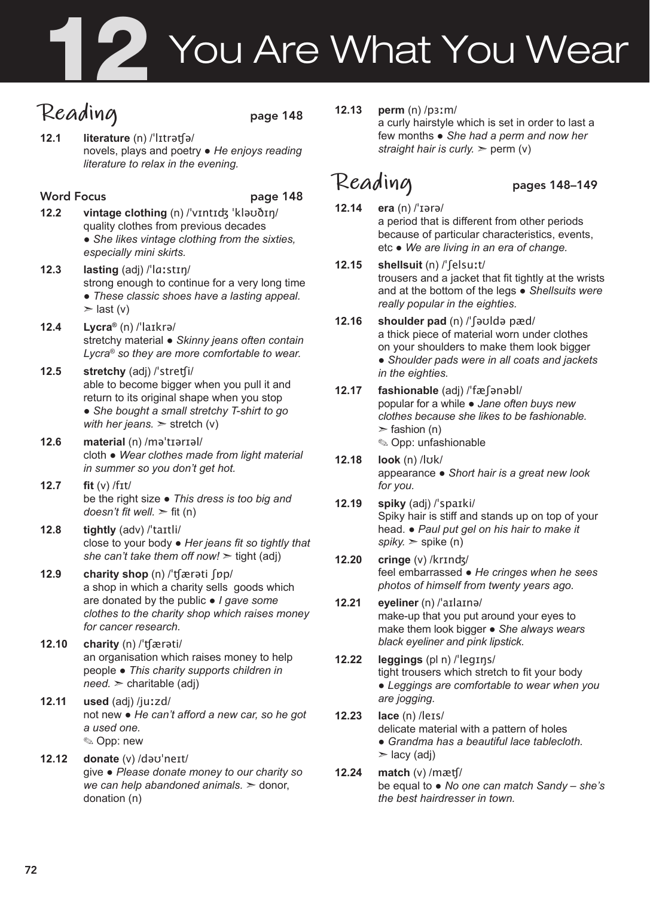# 12 You Are What You Wear

## Reading page 148

**12.1** **literature** (n) /ˈlɪtrətʃə/
novels, plays and poetry ● *He enjoys reading literature to relax in the evening.*

### Word Focus page 148

**12.2** **vintage clothing** (n) /ˈvɪntɪdʒ ˈkləʊðɪŋ/
quality clothes from previous decades
● *She likes vintage clothing from the sixties, especially mini skirts.*

**12.3** **lasting** (adj) /ˈlɑːstɪŋ/
strong enough to continue for a very long time
● *These classic shoes have a lasting appeal.*
➣ last (v)

**12.4** **Lycra®** (n) /ˈlaɪkrə/
stretchy material ● *Skinny jeans often contain Lycra® so they are more comfortable to wear.*

**12.5** **stretchy** (adj) /ˈstretʃi/
able to become bigger when you pull it and return to its original shape when you stop
● *She bought a small stretchy T-shirt to go with her jeans.* ➣ stretch (v)

**12.6** **material** (n) /məˈtɪərɪəl/
cloth ● *Wear clothes made from light material in summer so you don't get hot.*

**12.7** **fit** (v) /fɪt/
be the right size ● *This dress is too big and doesn't fit well.* ➣ fit (n)

**12.8** **tightly** (adv) /ˈtaɪtli/
close to your body ● *Her jeans fit so tightly that she can't take them off now!* ➣ tight (adj)

**12.9** **charity shop** (n) /ˈtʃærəti ʃɒp/
a shop in which a charity sells goods which are donated by the public ● *I gave some clothes to the charity shop which raises money for cancer research.*

**12.10** **charity** (n) /ˈtʃærəti/
an organisation which raises money to help people ● *This charity supports children in need.* ➣ charitable (adj)

**12.11** **used** (adj) /juːzd/
not new ● *He can't afford a new car, so he got a used one.*
✎ Opp: new

**12.12** **donate** (v) /dəʊˈneɪt/
give ● *Please donate money to our charity so we can help abandoned animals.* ➣ donor, donation (n)

**12.13** **perm** (n) /pɜːm/
a curly hairstyle which is set in order to last a few months ● *She had a perm and now her straight hair is curly.* ➣ perm (v)

## Reading pages 148–149

**12.14** **era** (n) /ˈɪərə/
a period that is different from other periods because of particular characteristics, events, etc ● *We are living in an era of change.*

**12.15** **shellsuit** (n) /ˈʃelsuːt/
trousers and a jacket that fit tightly at the wrists and at the bottom of the legs ● *Shellsuits were really popular in the eighties.*

**12.16** **shoulder pad** (n) /ˈʃəʊldə pæd/
a thick piece of material worn under clothes on your shoulders to make them look bigger
● *Shoulder pads were in all coats and jackets in the eighties.*

**12.17** **fashionable** (adj) /ˈfæʃənəbl/
popular for a while ● *Jane often buys new clothes because she likes to be fashionable.*
➣ fashion (n)
✎ Opp: unfashionable

**12.18** **look** (n) /lʊk/
appearance ● *Short hair is a great new look for you.*

**12.19** **spiky** (adj) /ˈspaɪki/
Spiky hair is stiff and stands up on top of your head. ● *Paul put gel on his hair to make it spiky.* ➣ spike (n)

**12.20** **cringe** (v) /krɪndʒ/
feel embarrassed ● *He cringes when he sees photos of himself from twenty years ago.*

**12.21** **eyeliner** (n) /ˈaɪlaɪnə/
make-up that you put around your eyes to make them look bigger ● *She always wears black eyeliner and pink lipstick.*

**12.22** **leggings** (pl n) /ˈlegɪŋs/
tight trousers which stretch to fit your body
● *Leggings are comfortable to wear when you are jogging.*

**12.23** **lace** (n) /leɪs/
delicate material with a pattern of holes
● *Grandma has a beautiful lace tablecloth.*
➣ lacy (adj)

**12.24** **match** (v) /mætʃ/
be equal to ● *No one can match Sandy – she's the best hairdresser in town.*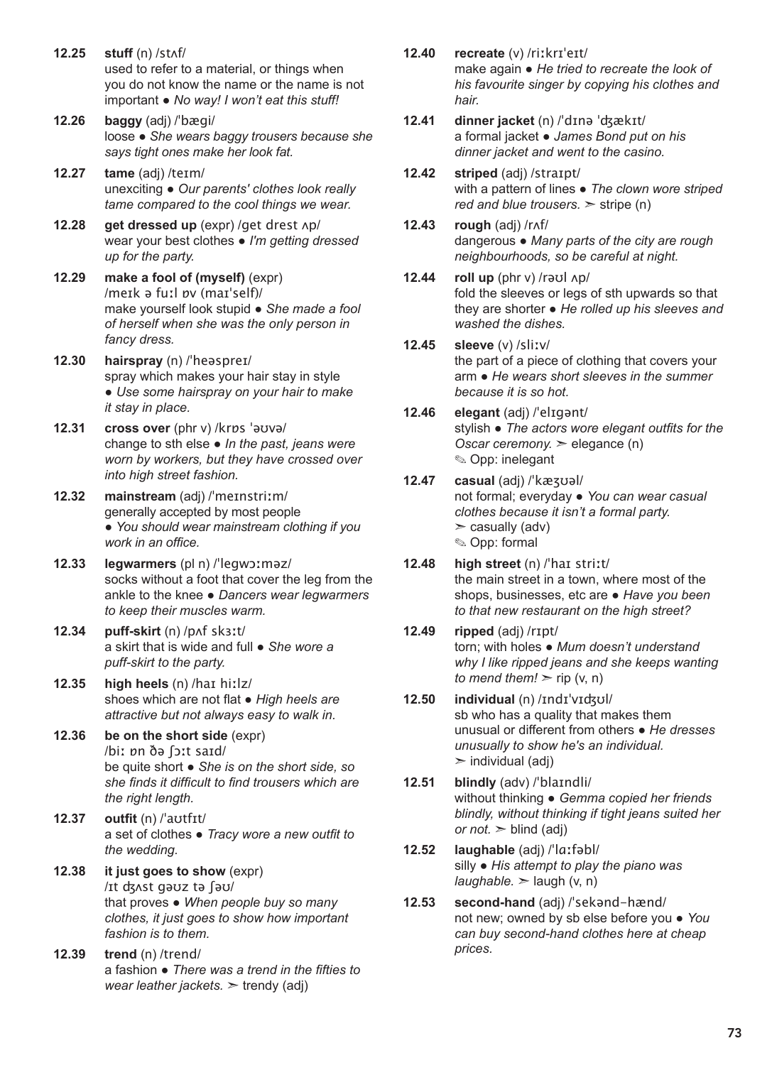**12.25** **stuff** (n) /stʌf/
used to refer to a material, or things when you do not know the name or the name is not important ● *No way! I won't eat this stuff!*

**12.26** **baggy** (adj) /ˈbægi/
loose ● *She wears baggy trousers because she says tight ones make her look fat.*

**12.27** **tame** (adj) /teɪm/
unexciting ● *Our parents' clothes look really tame compared to the cool things we wear.*

**12.28** **get dressed up** (expr) /get drest ʌp/
wear your best clothes ● *I'm getting dressed up for the party.*

**12.29** **make a fool of (myself)** (expr) /meɪk ə fuːl ɒv (maɪˈself)/
make yourself look stupid ● *She made a fool of herself when she was the only person in fancy dress.*

**12.30** **hairspray** (n) /ˈheəspreɪ/
spray which makes your hair stay in style ● *Use some hairspray on your hair to make it stay in place.*

**12.31** **cross over** (phr v) /krɒs ˈəʊvə/
change to sth else ● *In the past, jeans were worn by workers, but they have crossed over into high street fashion.*

**12.32** **mainstream** (adj) /ˈmeɪnstriːm/
generally accepted by most people ● *You should wear mainstream clothing if you work in an office.*

**12.33** **legwarmers** (pl n) /ˈlegwɔːməz/
socks without a foot that cover the leg from the ankle to the knee ● *Dancers wear legwarmers to keep their muscles warm.*

**12.34** **puff-skirt** (n) /pʌf skɜːt/
a skirt that is wide and full ● *She wore a puff-skirt to the party.*

**12.35** **high heels** (n) /haɪ hiːlz/
shoes which are not flat ● *High heels are attractive but not always easy to walk in.*

**12.36** **be on the short side** (expr) /biː ɒn ðə ʃɔːt saɪd/
be quite short ● *She is on the short side, so she finds it difficult to find trousers which are the right length.*

**12.37** **outfit** (n) /ˈaʊtfɪt/
a set of clothes ● *Tracy wore a new outfit to the wedding.*

**12.38** **it just goes to show** (expr) /ɪt dʒʌst gəʊz tə ʃəʊ/
that proves ● *When people buy so many clothes, it just goes to show how important fashion is to them.*

**12.39** **trend** (n) /trend/
a fashion ● *There was a trend in the fifties to wear leather jackets.* ➢ trendy (adj)

**12.40** **recreate** (v) /riːkrɪˈeɪt/
make again ● *He tried to recreate the look of his favourite singer by copying his clothes and hair.*

**12.41** **dinner jacket** (n) /ˈdɪnə ˈdʒækɪt/
a formal jacket ● *James Bond put on his dinner jacket and went to the casino.*

**12.42** **striped** (adj) /straɪpt/
with a pattern of lines ● *The clown wore striped red and blue trousers.* ➢ stripe (n)

**12.43** **rough** (adj) /rʌf/
dangerous ● *Many parts of the city are rough neighbourhoods, so be careful at night.*

**12.44** **roll up** (phr v) /rəʊl ʌp/
fold the sleeves or legs of sth upwards so that they are shorter ● *He rolled up his sleeves and washed the dishes.*

**12.45** **sleeve** (v) /sliːv/
the part of a piece of clothing that covers your arm ● *He wears short sleeves in the summer because it is so hot.*

**12.46** **elegant** (adj) /ˈelɪgənt/
stylish ● *The actors wore elegant outfits for the Oscar ceremony.* ➢ elegance (n)
✎ Opp: inelegant

**12.47** **casual** (adj) /ˈkæʒʊəl/
not formal; everyday ● *You can wear casual clothes because it isn't a formal party.*
➢ casually (adv)
✎ Opp: formal

**12.48** **high street** (n) /ˈhaɪ striːt/
the main street in a town, where most of the shops, businesses, etc are ● *Have you been to that new restaurant on the high street?*

**12.49** **ripped** (adj) /rɪpt/
torn; with holes ● *Mum doesn't understand why I like ripped jeans and she keeps wanting to mend them!* ➢ rip (v, n)

**12.50** **individual** (n) /ɪndɪˈvɪdʒʊl/
sb who has a quality that makes them unusual or different from others ● *He dresses unusually to show he's an individual.*
➢ individual (adj)

**12.51** **blindly** (adv) /ˈblaɪndli/
without thinking ● *Gemma copied her friends blindly, without thinking if tight jeans suited her or not.* ➢ blind (adj)

**12.52** **laughable** (adj) /ˈlɑːfəbl/
silly ● *His attempt to play the piano was laughable.* ➢ laugh (v, n)

**12.53** **second-hand** (adj) /ˈsekənd-hænd/
not new; owned by sb else before you ● *You can buy second-hand clothes here at cheap prices.*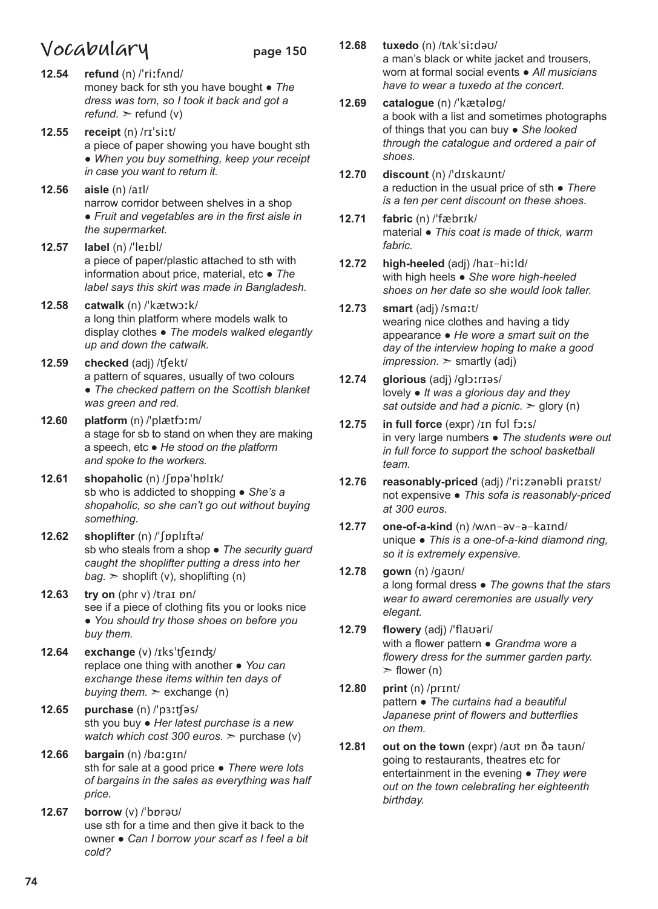# Vocabulary page 150

**12.54** **refund** (n) /ˈriːfʌnd/
money back for sth you have bought ● *The dress was torn, so I took it back and got a refund.* ➢ refund (v)

**12.55** **receipt** (n) /rɪˈsiːt/
a piece of paper showing you have bought sth ● *When you buy something, keep your receipt in case you want to return it.*

**12.56** **aisle** (n) /aɪl/
narrow corridor between shelves in a shop ● *Fruit and vegetables are in the first aisle in the supermarket.*

**12.57** **label** (n) /ˈleɪbl/
a piece of paper/plastic attached to sth with information about price, material, etc ● *The label says this skirt was made in Bangladesh.*

**12.58** **catwalk** (n) /ˈkætwɔːk/
a long thin platform where models walk to display clothes ● *The models walked elegantly up and down the catwalk.*

**12.59** **checked** (adj) /ʧekt/
a pattern of squares, usually of two colours ● *The checked pattern on the Scottish blanket was green and red.*

**12.60** **platform** (n) /ˈplætfɔːm/
a stage for sb to stand on when they are making a speech, etc ● *He stood on the platform and spoke to the workers.*

**12.61** **shopaholic** (n) /ʃɒpəˈhɒlɪk/
sb who is addicted to shopping ● *She's a shopaholic, so she can't go out without buying something.*

**12.62** **shoplifter** (n) /ˈʃɒplɪftə/
sb who steals from a shop ● *The security guard caught the shoplifter putting a dress into her bag.* ➢ shoplift (v), shoplifting (n)

**12.63** **try on** (phr v) /traɪ ɒn/
see if a piece of clothing fits you or looks nice ● *You should try those shoes on before you buy them.*

**12.64** **exchange** (v) /ɪksˈʧeɪnʤ/
replace one thing with another ● *You can exchange these items within ten days of buying them.* ➢ exchange (n)

**12.65** **purchase** (n) /ˈpɜːʧəs/
sth you buy ● *Her latest purchase is a new watch which cost 300 euros.* ➢ purchase (v)

**12.66** **bargain** (n) /bɑːgɪn/
sth for sale at a good price ● *There were lots of bargains in the sales as everything was half price.*

**12.67** **borrow** (v) /ˈbɒrəʊ/
use sth for a time and then give it back to the owner ● *Can I borrow your scarf as I feel a bit cold?*

**12.68** **tuxedo** (n) /tʌkˈsiːdəʊ/
a man's black or white jacket and trousers, worn at formal social events ● *All musicians have to wear a tuxedo at the concert.*

**12.69** **catalogue** (n) /ˈkætəlɒg/
a book with a list and sometimes photographs of things that you can buy ● *She looked through the catalogue and ordered a pair of shoes.*

**12.70** **discount** (n) /ˈdɪskaʊnt/
a reduction in the usual price of sth ● *There is a ten per cent discount on these shoes.*

**12.71** **fabric** (n) /ˈfæbrɪk/
material ● *This coat is made of thick, warm fabric.*

**12.72** **high-heeled** (adj) /haɪ-hiːld/
with high heels ● *She wore high-heeled shoes on her date so she would look taller.*

**12.73** **smart** (adj) /smɑːt/
wearing nice clothes and having a tidy appearance ● *He wore a smart suit on the day of the interview hoping to make a good impression.* ➢ smartly (adj)

**12.74** **glorious** (adj) /glɔːrɪəs/
lovely ● *It was a glorious day and they sat outside and had a picnic.* ➢ glory (n)

**12.75** **in full force** (expr) /ɪn fʊl fɔːs/
in very large numbers ● *The students were out in full force to support the school basketball team.*

**12.76** **reasonably-priced** (adj) /ˈriːzənəbli praɪst/
not expensive ● *This sofa is reasonably-priced at 300 euros.*

**12.77** **one-of-a-kind** (n) /wʌn-əv-ə-kaɪnd/
unique ● *This is a one-of-a-kind diamond ring, so it is extremely expensive.*

**12.78** **gown** (n) /gaʊn/
a long formal dress ● *The gowns that the stars wear to award ceremonies are usually very elegant.*

**12.79** **flowery** (adj) /ˈflaʊəri/
with a flower pattern ● *Grandma wore a flowery dress for the summer garden party.* ➢ flower (n)

**12.80** **print** (n) /prɪnt/
pattern ● *The curtains had a beautiful Japanese print of flowers and butterflies on them.*

**12.81** **out on the town** (expr) /aʊt ɒn ðə taʊn/
going to restaurants, theatres etc for entertainment in the evening ● *They were out on the town celebrating her eighteenth birthday.*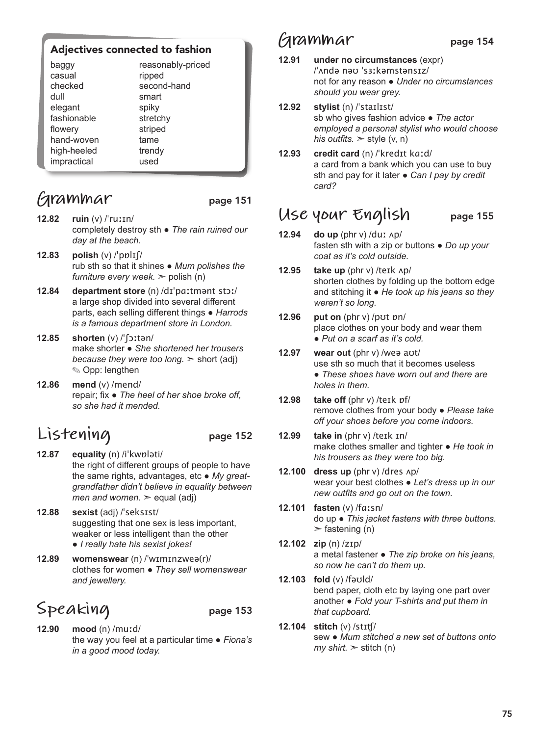### Adjectives connected to fashion

| | |
|---|---|
| baggy | reasonably-priced |
| casual | ripped |
| checked | second-hand |
| dull | smart |
| elegant | spiky |
| fashionable | stretchy |
| flowery | striped |
| hand-woven | tame |
| high-heeled | trendy |
| impractical | used |

## Grammar page 151

**12.82** **ruin** (v) /ˈruːɪn/
completely destroy sth ● *The rain ruined our day at the beach.*

**12.83** **polish** (v) /ˈpɒlɪʃ/
rub sth so that it shines ● *Mum polishes the furniture every week.* ➢ polish (n)

**12.84** **department store** (n) /dɪˈpɑːtmənt stɔː/
a large shop divided into several different parts, each selling different things ● *Harrods is a famous department store in London.*

**12.85** **shorten** (v) /ˈʃɔːtən/
make shorter ● *She shortened her trousers because they were too long.* ➢ short (adj)
✎ Opp: lengthen

**12.86** **mend** (v) /mend/
repair; fix ● *The heel of her shoe broke off, so she had it mended.*

## Listening page 152

**12.87** **equality** (n) /iˈkwɒləti/
the right of different groups of people to have the same rights, advantages, etc ● *My great-grandfather didn't believe in equality between men and women.* ➢ equal (adj)

**12.88** **sexist** (adj) /ˈseksɪst/
suggesting that one sex is less important, weaker or less intelligent than the other
● *I really hate his sexist jokes!*

**12.89** **womenswear** (n) /ˈwɪmɪnzweə(r)/
clothes for women ● *They sell womenswear and jewellery.*

## Speaking page 153

**12.90** **mood** (n) /muːd/
the way you feel at a particular time ● *Fiona's in a good mood today.*

## Grammar page 154

**12.91** **under no circumstances** (expr)
/ˈʌndə nəʊ ˈsɜːkəmstənsɪz/
not for any reason ● *Under no circumstances should you wear grey.*

**12.92** **stylist** (n) /ˈstaɪlɪst/
sb who gives fashion advice ● *The actor employed a personal stylist who would choose his outfits.* ➢ style (v, n)

**12.93** **credit card** (n) /ˈkredɪt kɑːd/
a card from a bank which you can use to buy sth and pay for it later ● *Can I pay by credit card?*

## Use your English page 155

**12.94** **do up** (phr v) /duː ʌp/
fasten sth with a zip or buttons ● *Do up your coat as it's cold outside.*

**12.95** **take up** (phr v) /teɪk ʌp/
shorten clothes by folding up the bottom edge and stitching it ● *He took up his jeans so they weren't so long.*

**12.96** **put on** (phr v) /pʊt ɒn/
place clothes on your body and wear them
● *Put on a scarf as it's cold.*

**12.97** **wear out** (phr v) /weə aʊt/
use sth so much that it becomes useless
● *These shoes have worn out and there are holes in them.*

**12.98** **take off** (phr v) /teɪk ɒf/
remove clothes from your body ● *Please take off your shoes before you come indoors.*

**12.99** **take in** (phr v) /teɪk ɪn/
make clothes smaller and tighter ● *He took in his trousers as they were too big.*

**12.100** **dress up** (phr v) /dres ʌp/
wear your best clothes ● *Let's dress up in our new outfits and go out on the town.*

**12.101** **fasten** (v) /fɑːsn/
do up ● *This jacket fastens with three buttons.*
➢ fastening (n)

**12.102** **zip** (n) /zɪp/
a metal fastener ● *The zip broke on his jeans, so now he can't do them up.*

**12.103** **fold** (v) /fəʊld/
bend paper, cloth etc by laying one part over another ● *Fold your T-shirts and put them in that cupboard.*

**12.104** **stitch** (v) /stɪʧ/
sew ● *Mum stitched a new set of buttons onto my shirt.* ➢ stitch (n)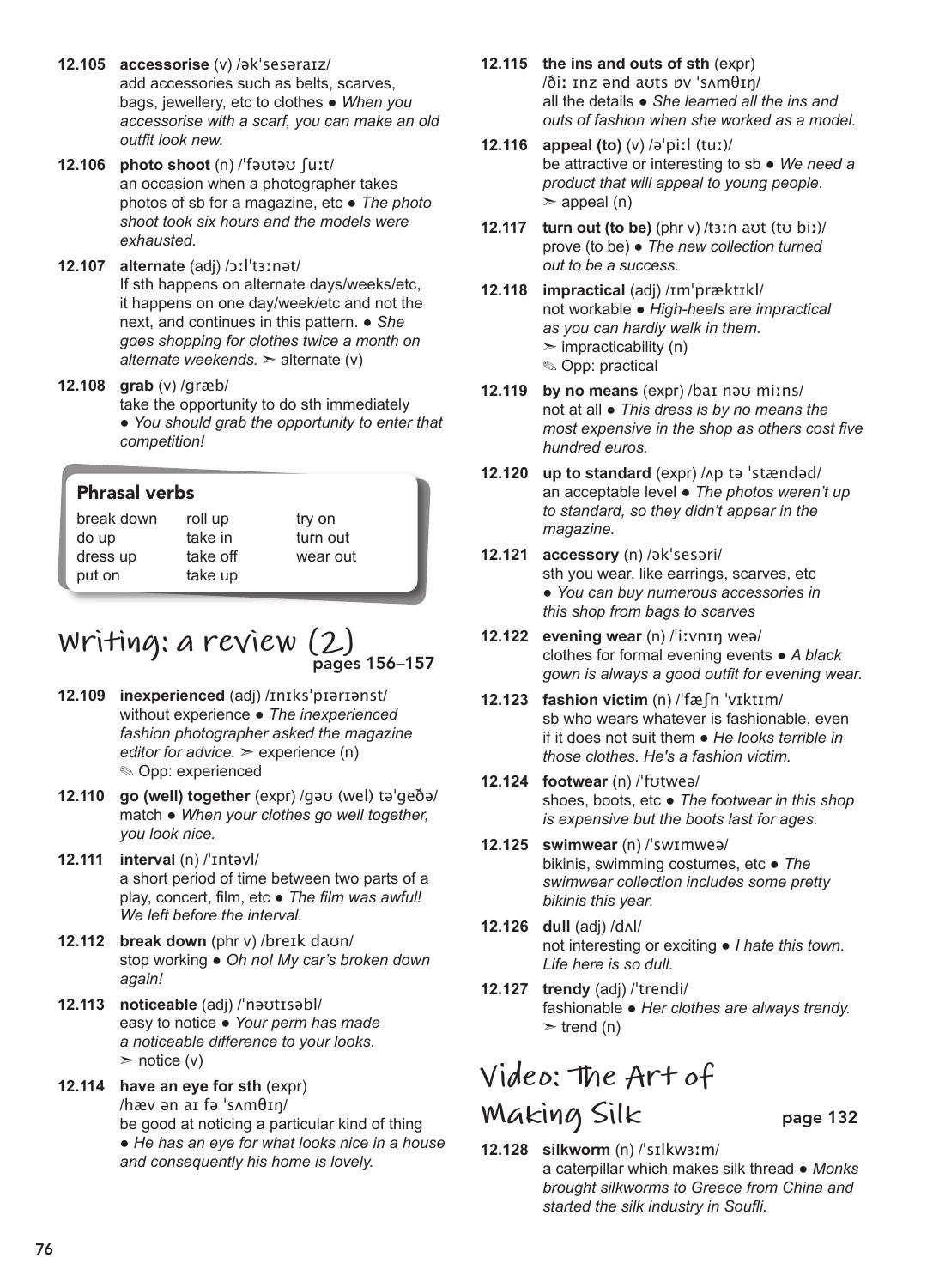**12.105 accessorise** (v) /əkˈsesəraɪz/
add accessories such as belts, scarves, bags, jewellery, etc to clothes ● *When you accessorise with a scarf, you can make an old outfit look new.*

**12.106 photo shoot** (n) /ˈfəʊtəʊ ʃuːt/
an occasion when a photographer takes photos of sb for a magazine, etc ● *The photo shoot took six hours and the models were exhausted.*

**12.107 alternate** (adj) /ɔːlˈtɜːnət/
If sth happens on alternate days/weeks/etc, it happens on one day/week/etc and not the next, and continues in this pattern. ● *She goes shopping for clothes twice a month on alternate weekends.* ➣ alternate (v)

**12.108 grab** (v) /græb/
take the opportunity to do sth immediately ● *You should grab the opportunity to enter that competition!*

### Phrasal verbs

| | | |
|---|---|---|
| break down | roll up | try on |
| do up | take in | turn out |
| dress up | take off | wear out |
| put on | take up | |

## Writing: a review (2) pages 156–157

**12.109 inexperienced** (adj) /ɪnɪksˈpɪərɪənst/
without experience ● *The inexperienced fashion photographer asked the magazine editor for advice.* ➣ experience (n)
✎ Opp: experienced

**12.110 go (well) together** (expr) /gəʊ (wel) təˈgeðə/
match ● *When your clothes go well together, you look nice.*

**12.111 interval** (n) /ˈɪntəvl/
a short period of time between two parts of a play, concert, film, etc ● *The film was awful! We left before the interval.*

**12.112 break down** (phr v) /breɪk daʊn/
stop working ● *Oh no! My car's broken down again!*

**12.113 noticeable** (adj) /ˈnəʊtɪsəbl/
easy to notice ● *Your perm has made a noticeable difference to your looks.*
➣ notice (v)

**12.114 have an eye for sth** (expr) /hæv ən aɪ fə ˈsʌmθɪŋ/
be good at noticing a particular kind of thing ● *He has an eye for what looks nice in a house and consequently his home is lovely.*

**12.115 the ins and outs of sth** (expr) /ðiː ɪnz ənd aʊts ɒv ˈsʌmθɪŋ/
all the details ● *She learned all the ins and outs of fashion when she worked as a model.*

**12.116 appeal (to)** (v) /əˈpiːl (tuː)/
be attractive or interesting to sb ● *We need a product that will appeal to young people.*
➣ appeal (n)

**12.117 turn out (to be)** (phr v) /tɜːn aʊt (tʊ biː)/
prove (to be) ● *The new collection turned out to be a success.*

**12.118 impractical** (adj) /ɪmˈpræktɪkl/
not workable ● *High-heels are impractical as you can hardly walk in them.*
➣ impracticability (n)
✎ Opp: practical

**12.119 by no means** (expr) /baɪ nəʊ miːns/
not at all ● *This dress is by no means the most expensive in the shop as others cost five hundred euros.*

**12.120 up to standard** (expr) /ʌp tə ˈstændəd/
an acceptable level ● *The photos weren't up to standard, so they didn't appear in the magazine.*

**12.121 accessory** (n) /əkˈsesəri/
sth you wear, like earrings, scarves, etc ● *You can buy numerous accessories in this shop from bags to scarves*

**12.122 evening wear** (n) /ˈiːvnɪŋ weə/
clothes for formal evening events ● *A black gown is always a good outfit for evening wear.*

**12.123 fashion victim** (n) /ˈfæʃn ˈvɪktɪm/
sb who wears whatever is fashionable, even if it does not suit them ● *He looks terrible in those clothes. He's a fashion victim.*

**12.124 footwear** (n) /ˈfʊtweə/
shoes, boots, etc ● *The footwear in this shop is expensive but the boots last for ages.*

**12.125 swimwear** (n) /ˈswɪmweə/
bikinis, swimming costumes, etc ● *The swimwear collection includes some pretty bikinis this year.*

**12.126 dull** (adj) /dʌl/
not interesting or exciting ● *I hate this town. Life here is so dull.*

**12.127 trendy** (adj) /ˈtrendi/
fashionable ● *Her clothes are always trendy.*
➣ trend (n)

## Video: The Art of Making Silk page 132

**12.128 silkworm** (n) /ˈsɪlkwɜːm/
a caterpillar which makes silk thread ● *Monks brought silkworms to Greece from China and started the silk industry in Soufli.*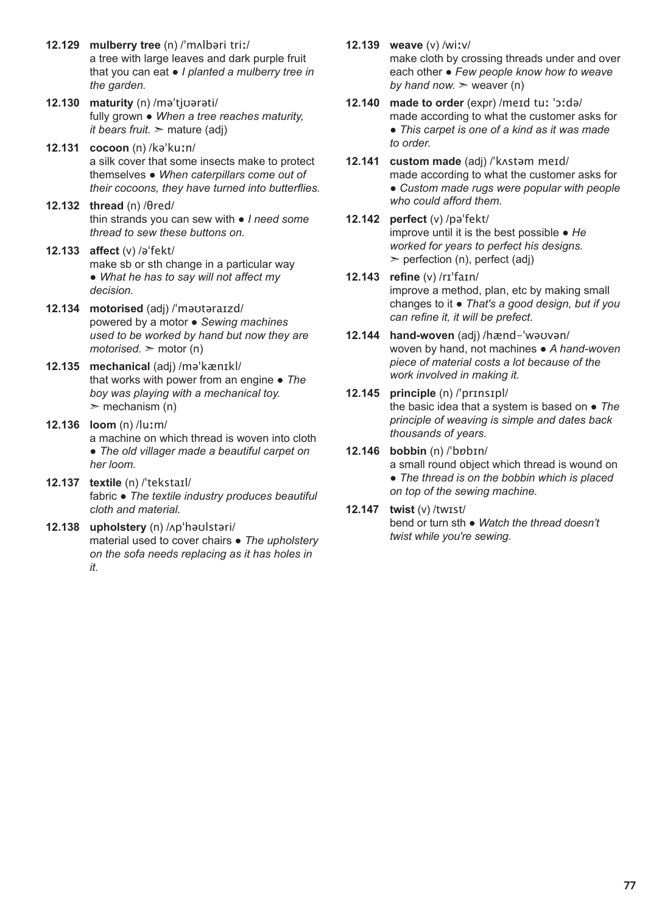**12.129** **mulberry tree** (n) /ˈmʌlbəri triː/
a tree with large leaves and dark purple fruit that you can eat ● *I planted a mulberry tree in the garden.*

**12.130** **maturity** (n) /məˈtjʊərəti/
fully grown ● *When a tree reaches maturity, it bears fruit.* ➢ mature (adj)

**12.131** **cocoon** (n) /kəˈkuːn/
a silk cover that some insects make to protect themselves ● *When caterpillars come out of their cocoons, they have turned into butterflies.*

**12.132** **thread** (n) /θred/
thin strands you can sew with ● *I need some thread to sew these buttons on.*

**12.133** **affect** (v) /əˈfekt/
make sb or sth change in a particular way ● *What he has to say will not affect my decision.*

**12.134** **motorised** (adj) /ˈməʊtəraɪzd/
powered by a motor ● *Sewing machines used to be worked by hand but now they are motorised.* ➢ motor (n)

**12.135** **mechanical** (adj) /məˈkænɪkl/
that works with power from an engine ● *The boy was playing with a mechanical toy.* ➢ mechanism (n)

**12.136** **loom** (n) /luːm/
a machine on which thread is woven into cloth ● *The old villager made a beautiful carpet on her loom.*

**12.137** **textile** (n) /ˈtekstaɪl/
fabric ● *The textile industry produces beautiful cloth and material.*

**12.138** **upholstery** (n) /ʌpˈhəʊlstəri/
material used to cover chairs ● *The upholstery on the sofa needs replacing as it has holes in it.*

**12.139** **weave** (v) /wiːv/
make cloth by crossing threads under and over each other ● *Few people know how to weave by hand now.* ➢ weaver (n)

**12.140** **made to order** (expr) /meɪd tuː ˈɔːdə/
made according to what the customer asks for ● *This carpet is one of a kind as it was made to order.*

**12.141** **custom made** (adj) /ˈkʌstəm meɪd/
made according to what the customer asks for ● *Custom made rugs were popular with people who could afford them.*

**12.142** **perfect** (v) /pəˈfekt/
improve until it is the best possible ● *He worked for years to perfect his designs.* ➢ perfection (n), perfect (adj)

**12.143** **refine** (v) /rɪˈfaɪn/
improve a method, plan, etc by making small changes to it ● *That's a good design, but if you can refine it, it will be prefect.*

**12.144** **hand-woven** (adj) /hænd-ˈwəʊvən/
woven by hand, not machines ● *A hand-woven piece of material costs a lot because of the work involved in making it.*

**12.145** **principle** (n) /ˈprɪnsɪpl/
the basic idea that a system is based on ● *The principle of weaving is simple and dates back thousands of years.*

**12.146** **bobbin** (n) /ˈbɒbɪn/
a small round object which thread is wound on ● *The thread is on the bobbin which is placed on top of the sewing machine.*

**12.147** **twist** (v) /twɪst/
bend or turn sth ● *Watch the thread doesn't twist while you're sewing.*